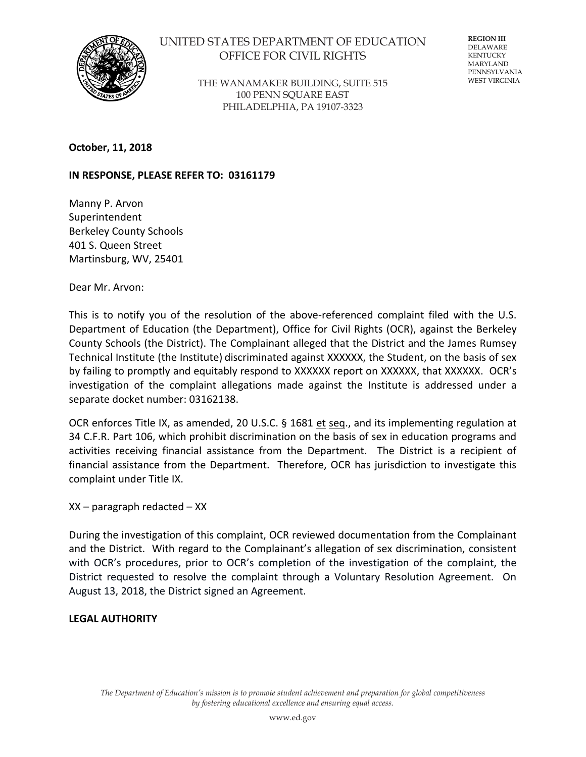UNITED STATES DEPARTMENT OF EDUCATION
OFFICE FOR CIVIL RIGHTS

THE WANAMAKER BUILDING, SUITE 515
100 PENN SQUARE EAST
PHILADELPHIA, PA 19107-3323

REGION III
DELAWARE
KENTUCKY
MARYLAND
PENNSYLVANIA
WEST VIRGINIA

**October, 11, 2018**

**IN RESPONSE, PLEASE REFER TO: 03161179**

Manny P. Arvon
Superintendent
Berkeley County Schools
401 S. Queen Street
Martinsburg, WV, 25401

Dear Mr. Arvon:

This is to notify you of the resolution of the above-referenced complaint filed with the U.S. Department of Education (the Department), Office for Civil Rights (OCR), against the Berkeley County Schools (the District). The Complainant alleged that the District and the James Rumsey Technical Institute (the Institute) discriminated against XXXXXX, the Student, on the basis of sex by failing to promptly and equitably respond to XXXXXX report on XXXXXX, that XXXXXX. OCR's investigation of the complaint allegations made against the Institute is addressed under a separate docket number: 03162138.

OCR enforces Title IX, as amended, 20 U.S.C. § 1681 et seq., and its implementing regulation at 34 C.F.R. Part 106, which prohibit discrimination on the basis of sex in education programs and activities receiving financial assistance from the Department. The District is a recipient of financial assistance from the Department. Therefore, OCR has jurisdiction to investigate this complaint under Title IX.

XX – paragraph redacted – XX

During the investigation of this complaint, OCR reviewed documentation from the Complainant and the District. With regard to the Complainant's allegation of sex discrimination, consistent with OCR's procedures, prior to OCR's completion of the investigation of the complaint, the District requested to resolve the complaint through a Voluntary Resolution Agreement. On August 13, 2018, the District signed an Agreement.

**LEGAL AUTHORITY**

*The Department of Education's mission is to promote student achievement and preparation for global competitiveness by fostering educational excellence and ensuring equal access.*

www.ed.gov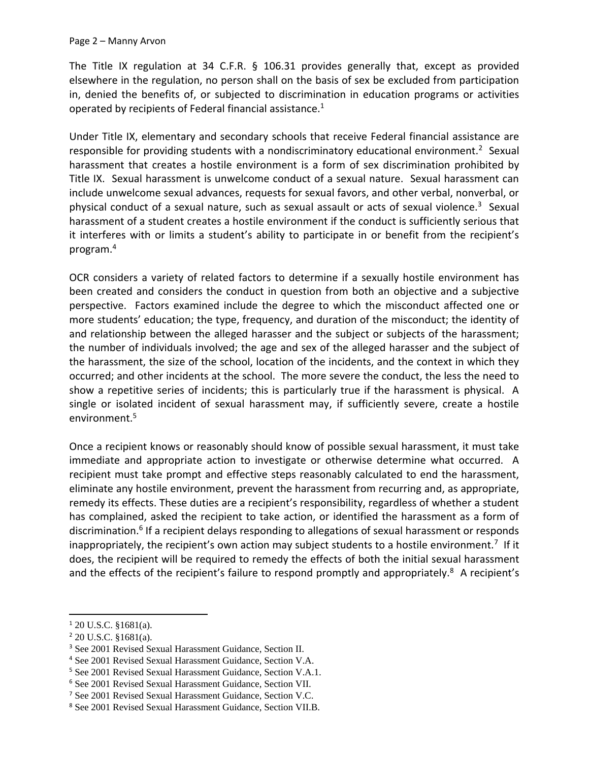The Title IX regulation at 34 C.F.R. § 106.31 provides generally that, except as provided elsewhere in the regulation, no person shall on the basis of sex be excluded from participation in, denied the benefits of, or subjected to discrimination in education programs or activities operated by recipients of Federal financial assistance.[1]

Under Title IX, elementary and secondary schools that receive Federal financial assistance are responsible for providing students with a nondiscriminatory educational environment.[2] Sexual harassment that creates a hostile environment is a form of sex discrimination prohibited by Title IX. Sexual harassment is unwelcome conduct of a sexual nature. Sexual harassment can include unwelcome sexual advances, requests for sexual favors, and other verbal, nonverbal, or physical conduct of a sexual nature, such as sexual assault or acts of sexual violence.[3] Sexual harassment of a student creates a hostile environment if the conduct is sufficiently serious that it interferes with or limits a student's ability to participate in or benefit from the recipient's program.[4]

OCR considers a variety of related factors to determine if a sexually hostile environment has been created and considers the conduct in question from both an objective and a subjective perspective. Factors examined include the degree to which the misconduct affected one or more students' education; the type, frequency, and duration of the misconduct; the identity of and relationship between the alleged harasser and the subject or subjects of the harassment; the number of individuals involved; the age and sex of the alleged harasser and the subject of the harassment, the size of the school, location of the incidents, and the context in which they occurred; and other incidents at the school. The more severe the conduct, the less the need to show a repetitive series of incidents; this is particularly true if the harassment is physical. A single or isolated incident of sexual harassment may, if sufficiently severe, create a hostile environment.[5]

Once a recipient knows or reasonably should know of possible sexual harassment, it must take immediate and appropriate action to investigate or otherwise determine what occurred. A recipient must take prompt and effective steps reasonably calculated to end the harassment, eliminate any hostile environment, prevent the harassment from recurring and, as appropriate, remedy its effects. These duties are a recipient's responsibility, regardless of whether a student has complained, asked the recipient to take action, or identified the harassment as a form of discrimination.[6] If a recipient delays responding to allegations of sexual harassment or responds inappropriately, the recipient's own action may subject students to a hostile environment.[7] If it does, the recipient will be required to remedy the effects of both the initial sexual harassment and the effects of the recipient's failure to respond promptly and appropriately.[8] A recipient's

---

[1] 20 U.S.C. §1681(a).

[2] 20 U.S.C. §1681(a).

[3] See 2001 Revised Sexual Harassment Guidance, Section II.

[4] See 2001 Revised Sexual Harassment Guidance, Section V.A.

[5] See 2001 Revised Sexual Harassment Guidance, Section V.A.1.

[6] See 2001 Revised Sexual Harassment Guidance, Section VII.

[7] See 2001 Revised Sexual Harassment Guidance, Section V.C.

[8] See 2001 Revised Sexual Harassment Guidance, Section VII.B.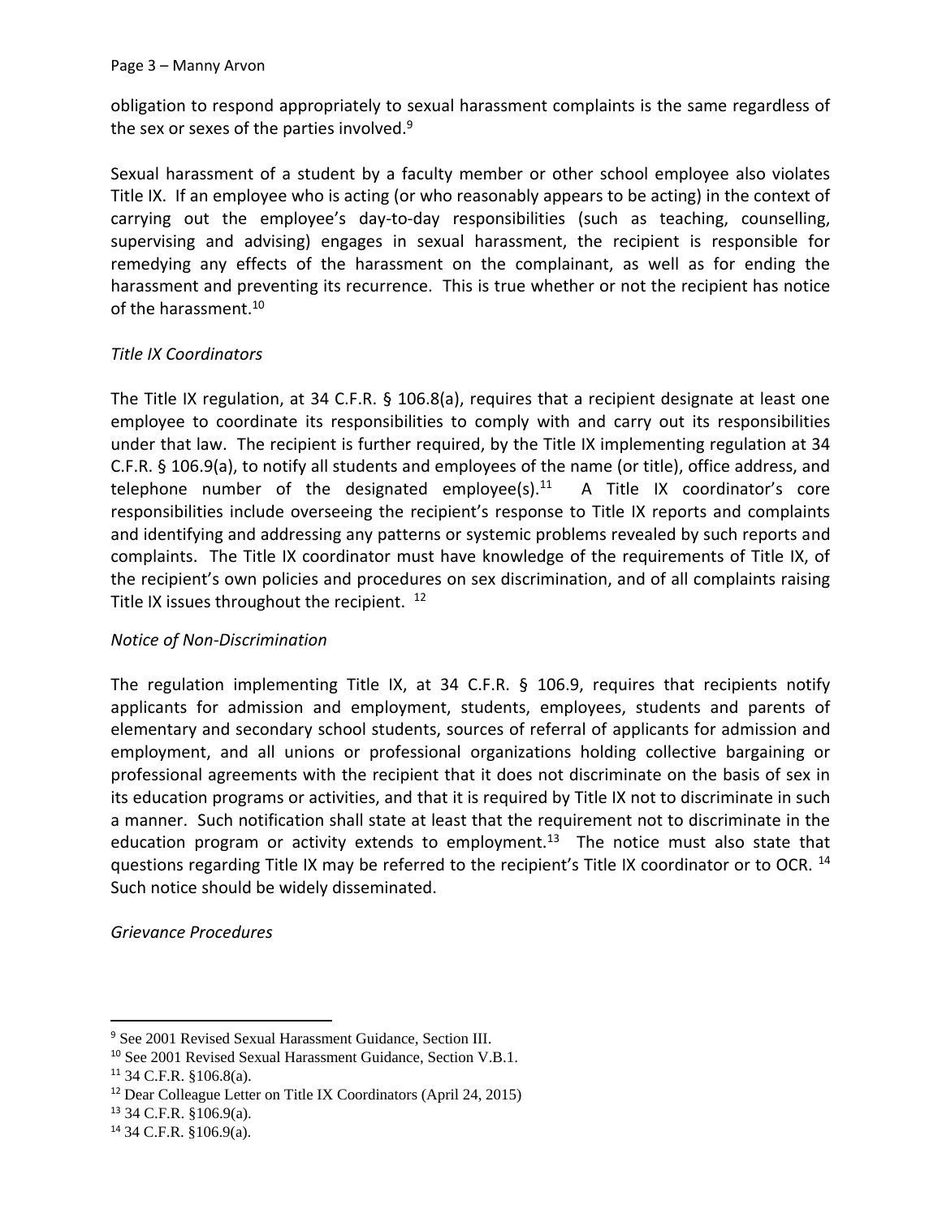obligation to respond appropriately to sexual harassment complaints is the same regardless of the sex or sexes of the parties involved.[9]

Sexual harassment of a student by a faculty member or other school employee also violates Title IX. If an employee who is acting (or who reasonably appears to be acting) in the context of carrying out the employee's day-to-day responsibilities (such as teaching, counselling, supervising and advising) engages in sexual harassment, the recipient is responsible for remedying any effects of the harassment on the complainant, as well as for ending the harassment and preventing its recurrence. This is true whether or not the recipient has notice of the harassment.[10]

*Title IX Coordinators*

The Title IX regulation, at 34 C.F.R. § 106.8(a), requires that a recipient designate at least one employee to coordinate its responsibilities to comply with and carry out its responsibilities under that law. The recipient is further required, by the Title IX implementing regulation at 34 C.F.R. § 106.9(a), to notify all students and employees of the name (or title), office address, and telephone number of the designated employee(s).[11] A Title IX coordinator's core responsibilities include overseeing the recipient's response to Title IX reports and complaints and identifying and addressing any patterns or systemic problems revealed by such reports and complaints. The Title IX coordinator must have knowledge of the requirements of Title IX, of the recipient's own policies and procedures on sex discrimination, and of all complaints raising Title IX issues throughout the recipient. [12]

*Notice of Non-Discrimination*

The regulation implementing Title IX, at 34 C.F.R. § 106.9, requires that recipients notify applicants for admission and employment, students, employees, students and parents of elementary and secondary school students, sources of referral of applicants for admission and employment, and all unions or professional organizations holding collective bargaining or professional agreements with the recipient that it does not discriminate on the basis of sex in its education programs or activities, and that it is required by Title IX not to discriminate in such a manner. Such notification shall state at least that the requirement not to discriminate in the education program or activity extends to employment.[13] The notice must also state that questions regarding Title IX may be referred to the recipient's Title IX coordinator or to OCR. [14] Such notice should be widely disseminated.

*Grievance Procedures*

---

[9] See 2001 Revised Sexual Harassment Guidance, Section III.

[10] See 2001 Revised Sexual Harassment Guidance, Section V.B.1.

[11] 34 C.F.R. §106.8(a).

[12] Dear Colleague Letter on Title IX Coordinators (April 24, 2015)

[13] 34 C.F.R. §106.9(a).

[14] 34 C.F.R. §106.9(a).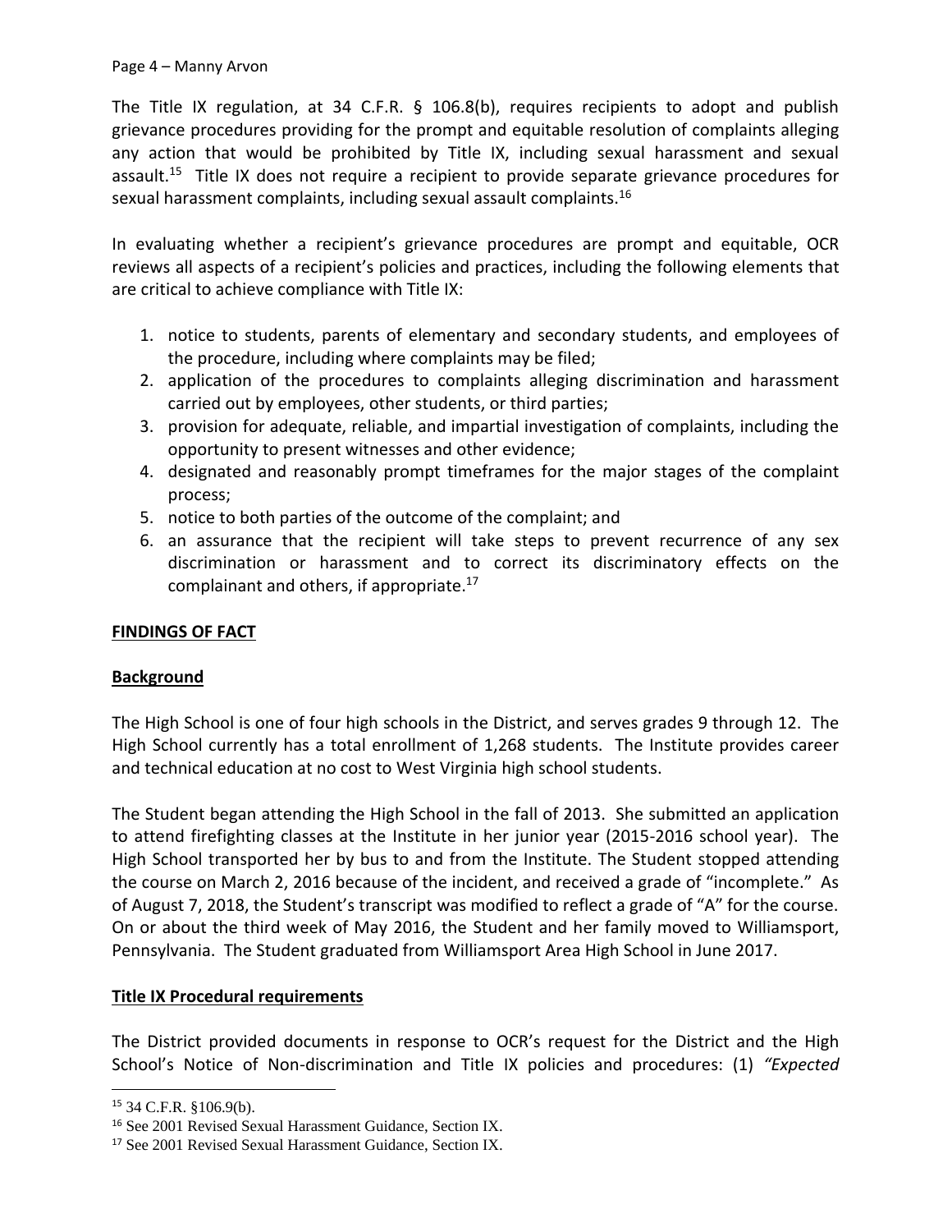The Title IX regulation, at 34 C.F.R. § 106.8(b), requires recipients to adopt and publish grievance procedures providing for the prompt and equitable resolution of complaints alleging any action that would be prohibited by Title IX, including sexual harassment and sexual assault.[15] Title IX does not require a recipient to provide separate grievance procedures for sexual harassment complaints, including sexual assault complaints.[16]

In evaluating whether a recipient's grievance procedures are prompt and equitable, OCR reviews all aspects of a recipient's policies and practices, including the following elements that are critical to achieve compliance with Title IX:

1. notice to students, parents of elementary and secondary students, and employees of the procedure, including where complaints may be filed;
2. application of the procedures to complaints alleging discrimination and harassment carried out by employees, other students, or third parties;
3. provision for adequate, reliable, and impartial investigation of complaints, including the opportunity to present witnesses and other evidence;
4. designated and reasonably prompt timeframes for the major stages of the complaint process;
5. notice to both parties of the outcome of the complaint; and
6. an assurance that the recipient will take steps to prevent recurrence of any sex discrimination or harassment and to correct its discriminatory effects on the complainant and others, if appropriate.[17]

**<u>FINDINGS OF FACT</u>**

**<u>Background</u>**

The High School is one of four high schools in the District, and serves grades 9 through 12. The High School currently has a total enrollment of 1,268 students. The Institute provides career and technical education at no cost to West Virginia high school students.

The Student began attending the High School in the fall of 2013. She submitted an application to attend firefighting classes at the Institute in her junior year (2015-2016 school year). The High School transported her by bus to and from the Institute. The Student stopped attending the course on March 2, 2016 because of the incident, and received a grade of "incomplete." As of August 7, 2018, the Student's transcript was modified to reflect a grade of "A" for the course. On or about the third week of May 2016, the Student and her family moved to Williamsport, Pennsylvania. The Student graduated from Williamsport Area High School in June 2017.

**<u>Title IX Procedural requirements</u>**

The District provided documents in response to OCR's request for the District and the High School's Notice of Non-discrimination and Title IX policies and procedures: (1) *"Expected*

---

[15] 34 C.F.R. §106.9(b).

[16] See 2001 Revised Sexual Harassment Guidance, Section IX.

[17] See 2001 Revised Sexual Harassment Guidance, Section IX.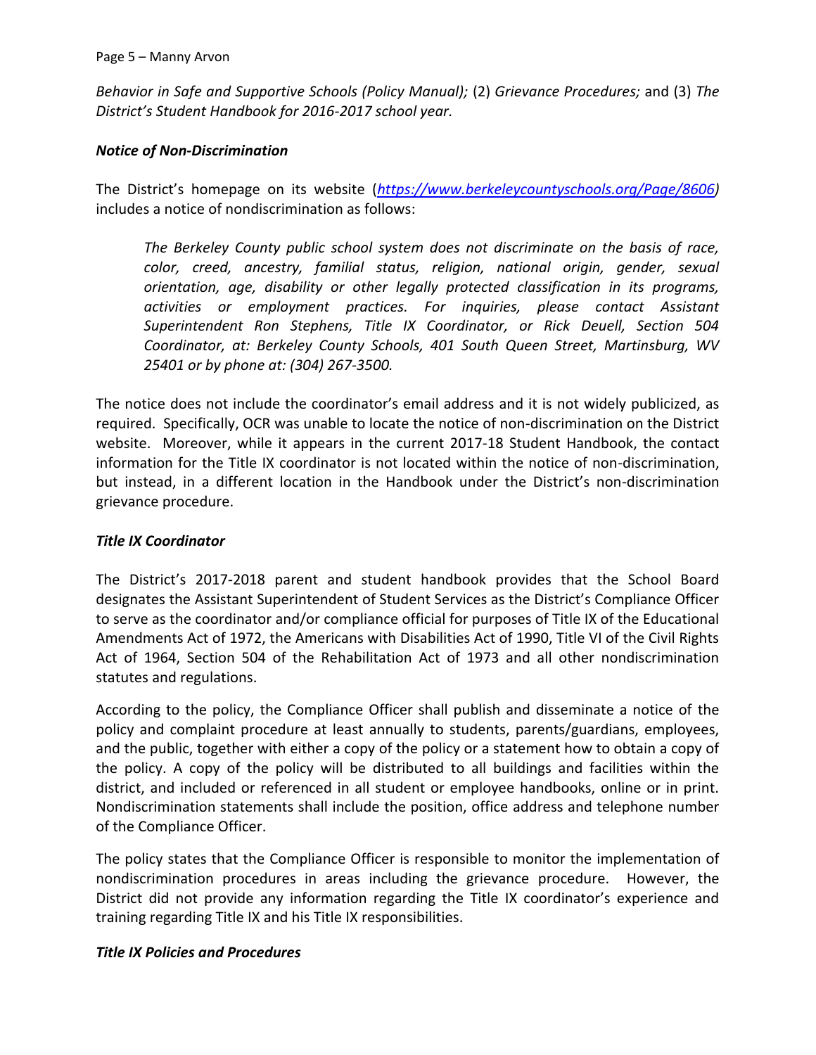*Behavior in Safe and Supportive Schools (Policy Manual);* (2) *Grievance Procedures;* and (3) *The District's Student Handbook for 2016-2017 school year.*

***Notice of Non-Discrimination***

The District's homepage on its website (*https://www.berkeleycountyschools.org/Page/8606)* includes a notice of nondiscrimination as follows:

> *The Berkeley County public school system does not discriminate on the basis of race, color, creed, ancestry, familial status, religion, national origin, gender, sexual orientation, age, disability or other legally protected classification in its programs, activities or employment practices. For inquiries, please contact Assistant Superintendent Ron Stephens, Title IX Coordinator, or Rick Deuell, Section 504 Coordinator, at: Berkeley County Schools, 401 South Queen Street, Martinsburg, WV 25401 or by phone at: (304) 267-3500.*

The notice does not include the coordinator's email address and it is not widely publicized, as required. Specifically, OCR was unable to locate the notice of non-discrimination on the District website. Moreover, while it appears in the current 2017-18 Student Handbook, the contact information for the Title IX coordinator is not located within the notice of non-discrimination, but instead, in a different location in the Handbook under the District's non-discrimination grievance procedure.

***Title IX Coordinator***

The District's 2017-2018 parent and student handbook provides that the School Board designates the Assistant Superintendent of Student Services as the District's Compliance Officer to serve as the coordinator and/or compliance official for purposes of Title IX of the Educational Amendments Act of 1972, the Americans with Disabilities Act of 1990, Title VI of the Civil Rights Act of 1964, Section 504 of the Rehabilitation Act of 1973 and all other nondiscrimination statutes and regulations.

According to the policy, the Compliance Officer shall publish and disseminate a notice of the policy and complaint procedure at least annually to students, parents/guardians, employees, and the public, together with either a copy of the policy or a statement how to obtain a copy of the policy. A copy of the policy will be distributed to all buildings and facilities within the district, and included or referenced in all student or employee handbooks, online or in print. Nondiscrimination statements shall include the position, office address and telephone number of the Compliance Officer.

The policy states that the Compliance Officer is responsible to monitor the implementation of nondiscrimination procedures in areas including the grievance procedure. However, the District did not provide any information regarding the Title IX coordinator's experience and training regarding Title IX and his Title IX responsibilities.

***Title IX Policies and Procedures***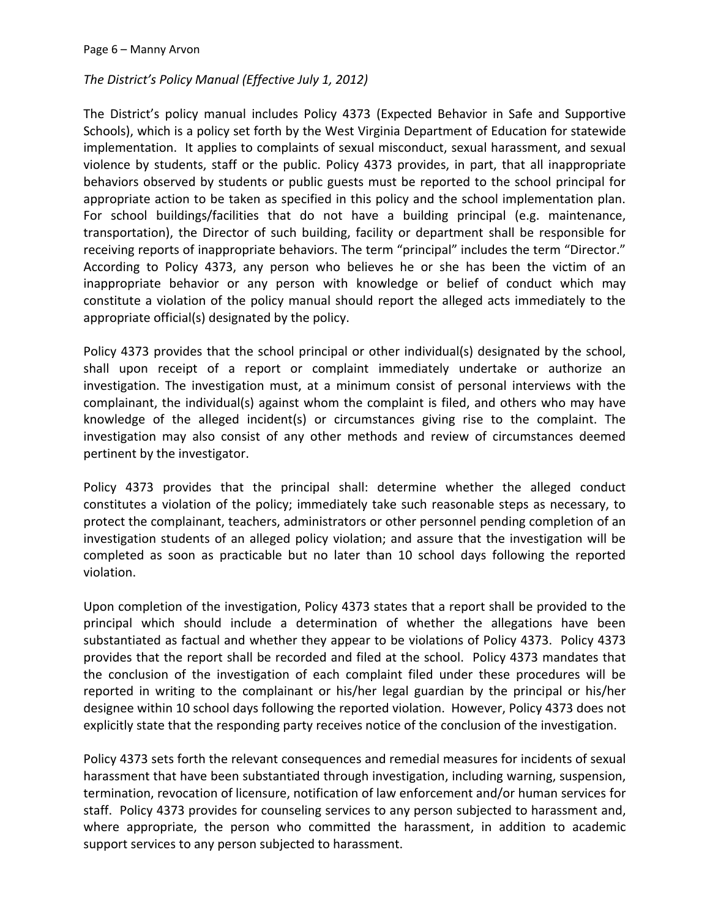*The District's Policy Manual (Effective July 1, 2012)*

The District's policy manual includes Policy 4373 (Expected Behavior in Safe and Supportive Schools), which is a policy set forth by the West Virginia Department of Education for statewide implementation. It applies to complaints of sexual misconduct, sexual harassment, and sexual violence by students, staff or the public. Policy 4373 provides, in part, that all inappropriate behaviors observed by students or public guests must be reported to the school principal for appropriate action to be taken as specified in this policy and the school implementation plan. For school buildings/facilities that do not have a building principal (e.g. maintenance, transportation), the Director of such building, facility or department shall be responsible for receiving reports of inappropriate behaviors. The term "principal" includes the term "Director." According to Policy 4373, any person who believes he or she has been the victim of an inappropriate behavior or any person with knowledge or belief of conduct which may constitute a violation of the policy manual should report the alleged acts immediately to the appropriate official(s) designated by the policy.

Policy 4373 provides that the school principal or other individual(s) designated by the school, shall upon receipt of a report or complaint immediately undertake or authorize an investigation. The investigation must, at a minimum consist of personal interviews with the complainant, the individual(s) against whom the complaint is filed, and others who may have knowledge of the alleged incident(s) or circumstances giving rise to the complaint. The investigation may also consist of any other methods and review of circumstances deemed pertinent by the investigator.

Policy 4373 provides that the principal shall: determine whether the alleged conduct constitutes a violation of the policy; immediately take such reasonable steps as necessary, to protect the complainant, teachers, administrators or other personnel pending completion of an investigation students of an alleged policy violation; and assure that the investigation will be completed as soon as practicable but no later than 10 school days following the reported violation.

Upon completion of the investigation, Policy 4373 states that a report shall be provided to the principal which should include a determination of whether the allegations have been substantiated as factual and whether they appear to be violations of Policy 4373. Policy 4373 provides that the report shall be recorded and filed at the school. Policy 4373 mandates that the conclusion of the investigation of each complaint filed under these procedures will be reported in writing to the complainant or his/her legal guardian by the principal or his/her designee within 10 school days following the reported violation. However, Policy 4373 does not explicitly state that the responding party receives notice of the conclusion of the investigation.

Policy 4373 sets forth the relevant consequences and remedial measures for incidents of sexual harassment that have been substantiated through investigation, including warning, suspension, termination, revocation of licensure, notification of law enforcement and/or human services for staff. Policy 4373 provides for counseling services to any person subjected to harassment and, where appropriate, the person who committed the harassment, in addition to academic support services to any person subjected to harassment.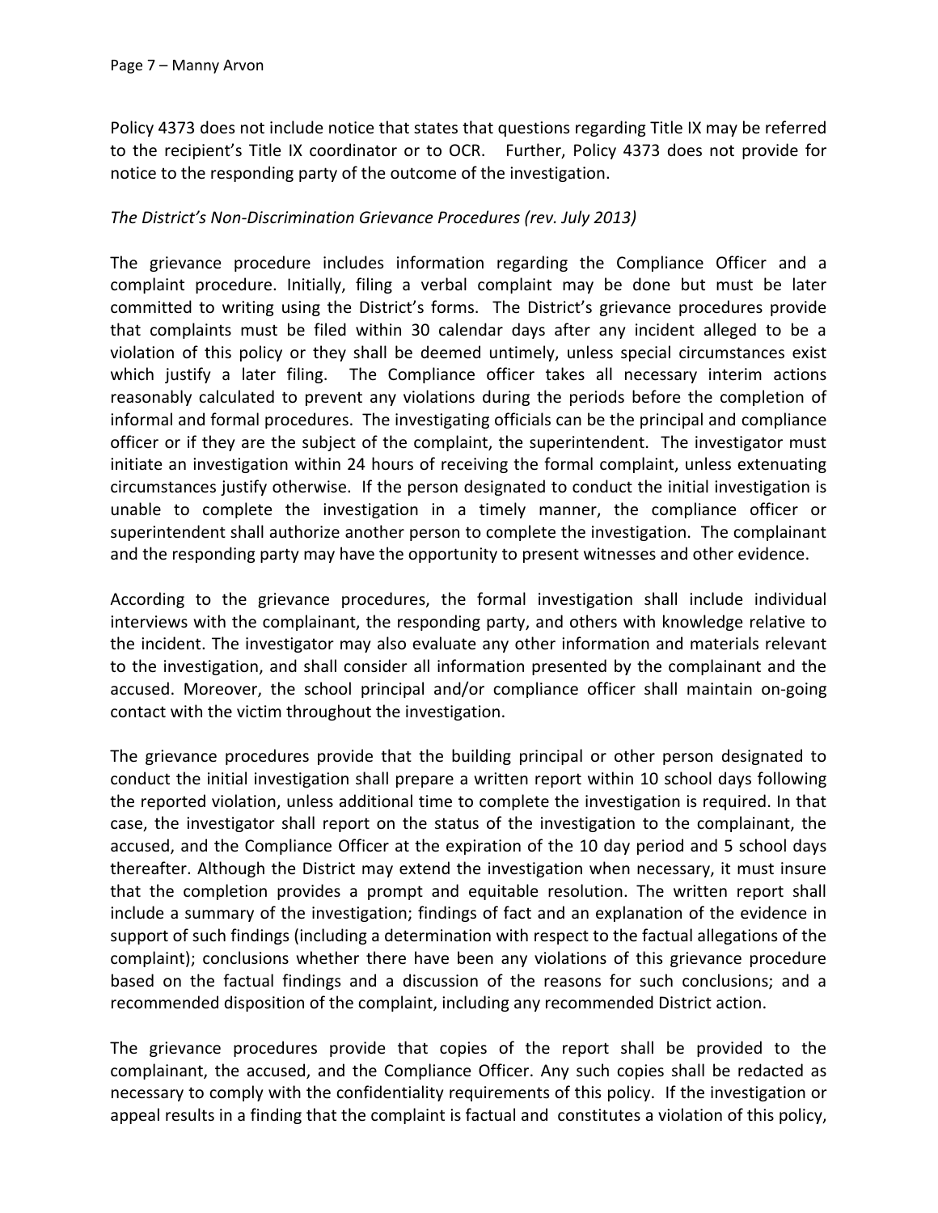Policy 4373 does not include notice that states that questions regarding Title IX may be referred to the recipient's Title IX coordinator or to OCR. Further, Policy 4373 does not provide for notice to the responding party of the outcome of the investigation.

*The District's Non-Discrimination Grievance Procedures (rev. July 2013)*

The grievance procedure includes information regarding the Compliance Officer and a complaint procedure. Initially, filing a verbal complaint may be done but must be later committed to writing using the District's forms. The District's grievance procedures provide that complaints must be filed within 30 calendar days after any incident alleged to be a violation of this policy or they shall be deemed untimely, unless special circumstances exist which justify a later filing. The Compliance officer takes all necessary interim actions reasonably calculated to prevent any violations during the periods before the completion of informal and formal procedures. The investigating officials can be the principal and compliance officer or if they are the subject of the complaint, the superintendent. The investigator must initiate an investigation within 24 hours of receiving the formal complaint, unless extenuating circumstances justify otherwise. If the person designated to conduct the initial investigation is unable to complete the investigation in a timely manner, the compliance officer or superintendent shall authorize another person to complete the investigation. The complainant and the responding party may have the opportunity to present witnesses and other evidence.

According to the grievance procedures, the formal investigation shall include individual interviews with the complainant, the responding party, and others with knowledge relative to the incident. The investigator may also evaluate any other information and materials relevant to the investigation, and shall consider all information presented by the complainant and the accused. Moreover, the school principal and/or compliance officer shall maintain on-going contact with the victim throughout the investigation.

The grievance procedures provide that the building principal or other person designated to conduct the initial investigation shall prepare a written report within 10 school days following the reported violation, unless additional time to complete the investigation is required. In that case, the investigator shall report on the status of the investigation to the complainant, the accused, and the Compliance Officer at the expiration of the 10 day period and 5 school days thereafter. Although the District may extend the investigation when necessary, it must insure that the completion provides a prompt and equitable resolution. The written report shall include a summary of the investigation; findings of fact and an explanation of the evidence in support of such findings (including a determination with respect to the factual allegations of the complaint); conclusions whether there have been any violations of this grievance procedure based on the factual findings and a discussion of the reasons for such conclusions; and a recommended disposition of the complaint, including any recommended District action.

The grievance procedures provide that copies of the report shall be provided to the complainant, the accused, and the Compliance Officer. Any such copies shall be redacted as necessary to comply with the confidentiality requirements of this policy. If the investigation or appeal results in a finding that the complaint is factual and constitutes a violation of this policy,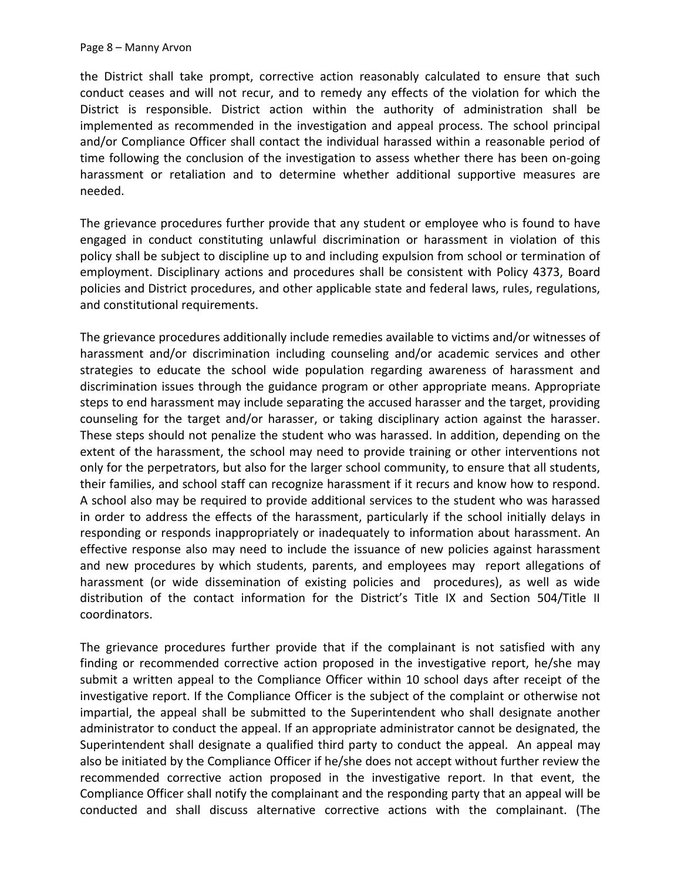the District shall take prompt, corrective action reasonably calculated to ensure that such conduct ceases and will not recur, and to remedy any effects of the violation for which the District is responsible. District action within the authority of administration shall be implemented as recommended in the investigation and appeal process. The school principal and/or Compliance Officer shall contact the individual harassed within a reasonable period of time following the conclusion of the investigation to assess whether there has been on-going harassment or retaliation and to determine whether additional supportive measures are needed.

The grievance procedures further provide that any student or employee who is found to have engaged in conduct constituting unlawful discrimination or harassment in violation of this policy shall be subject to discipline up to and including expulsion from school or termination of employment. Disciplinary actions and procedures shall be consistent with Policy 4373, Board policies and District procedures, and other applicable state and federal laws, rules, regulations, and constitutional requirements.

The grievance procedures additionally include remedies available to victims and/or witnesses of harassment and/or discrimination including counseling and/or academic services and other strategies to educate the school wide population regarding awareness of harassment and discrimination issues through the guidance program or other appropriate means. Appropriate steps to end harassment may include separating the accused harasser and the target, providing counseling for the target and/or harasser, or taking disciplinary action against the harasser. These steps should not penalize the student who was harassed. In addition, depending on the extent of the harassment, the school may need to provide training or other interventions not only for the perpetrators, but also for the larger school community, to ensure that all students, their families, and school staff can recognize harassment if it recurs and know how to respond. A school also may be required to provide additional services to the student who was harassed in order to address the effects of the harassment, particularly if the school initially delays in responding or responds inappropriately or inadequately to information about harassment. An effective response also may need to include the issuance of new policies against harassment and new procedures by which students, parents, and employees may report allegations of harassment (or wide dissemination of existing policies and procedures), as well as wide distribution of the contact information for the District's Title IX and Section 504/Title II coordinators.

The grievance procedures further provide that if the complainant is not satisfied with any finding or recommended corrective action proposed in the investigative report, he/she may submit a written appeal to the Compliance Officer within 10 school days after receipt of the investigative report. If the Compliance Officer is the subject of the complaint or otherwise not impartial, the appeal shall be submitted to the Superintendent who shall designate another administrator to conduct the appeal. If an appropriate administrator cannot be designated, the Superintendent shall designate a qualified third party to conduct the appeal. An appeal may also be initiated by the Compliance Officer if he/she does not accept without further review the recommended corrective action proposed in the investigative report. In that event, the Compliance Officer shall notify the complainant and the responding party that an appeal will be conducted and shall discuss alternative corrective actions with the complainant. (The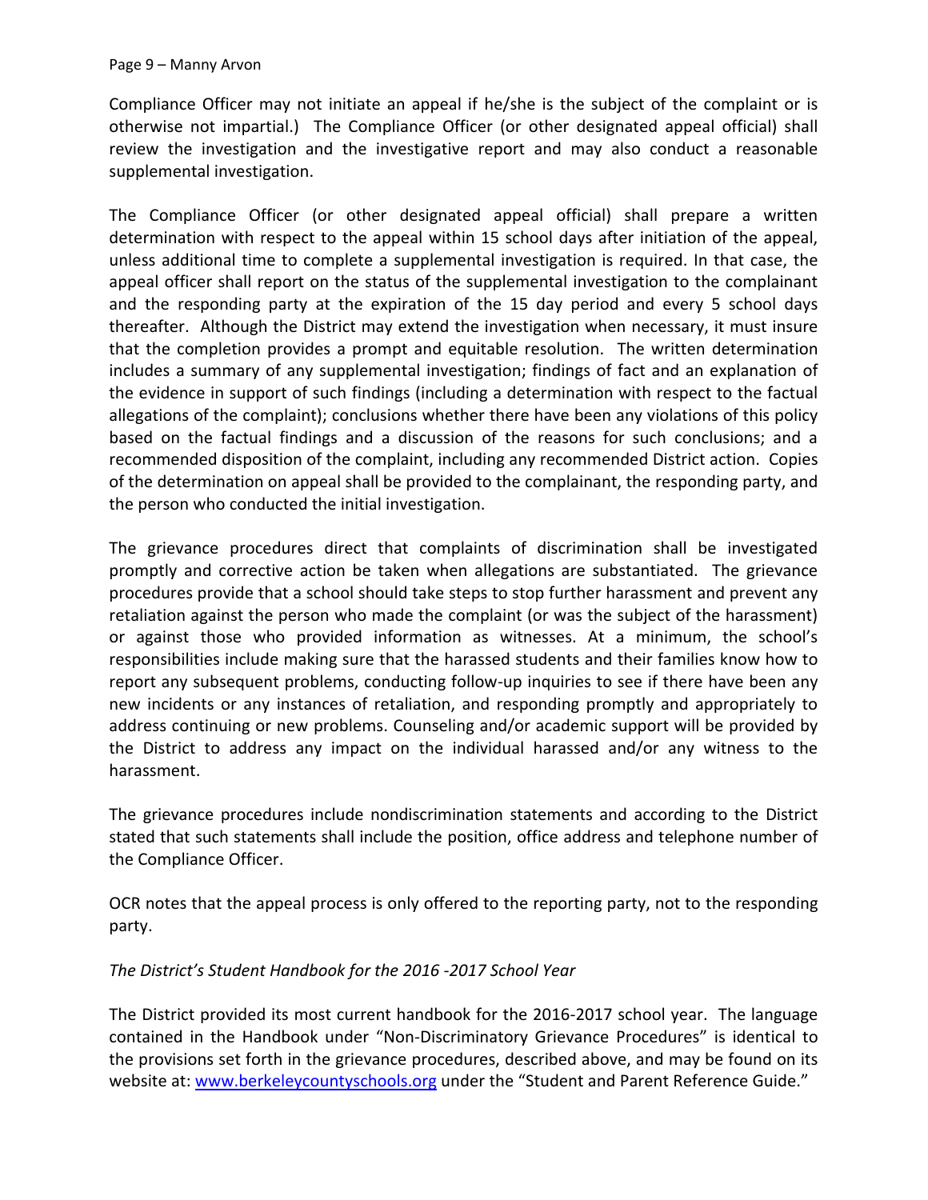Compliance Officer may not initiate an appeal if he/she is the subject of the complaint or is otherwise not impartial.) The Compliance Officer (or other designated appeal official) shall review the investigation and the investigative report and may also conduct a reasonable supplemental investigation.

The Compliance Officer (or other designated appeal official) shall prepare a written determination with respect to the appeal within 15 school days after initiation of the appeal, unless additional time to complete a supplemental investigation is required. In that case, the appeal officer shall report on the status of the supplemental investigation to the complainant and the responding party at the expiration of the 15 day period and every 5 school days thereafter. Although the District may extend the investigation when necessary, it must insure that the completion provides a prompt and equitable resolution. The written determination includes a summary of any supplemental investigation; findings of fact and an explanation of the evidence in support of such findings (including a determination with respect to the factual allegations of the complaint); conclusions whether there have been any violations of this policy based on the factual findings and a discussion of the reasons for such conclusions; and a recommended disposition of the complaint, including any recommended District action. Copies of the determination on appeal shall be provided to the complainant, the responding party, and the person who conducted the initial investigation.

The grievance procedures direct that complaints of discrimination shall be investigated promptly and corrective action be taken when allegations are substantiated. The grievance procedures provide that a school should take steps to stop further harassment and prevent any retaliation against the person who made the complaint (or was the subject of the harassment) or against those who provided information as witnesses. At a minimum, the school's responsibilities include making sure that the harassed students and their families know how to report any subsequent problems, conducting follow-up inquiries to see if there have been any new incidents or any instances of retaliation, and responding promptly and appropriately to address continuing or new problems. Counseling and/or academic support will be provided by the District to address any impact on the individual harassed and/or any witness to the harassment.

The grievance procedures include nondiscrimination statements and according to the District stated that such statements shall include the position, office address and telephone number of the Compliance Officer.

OCR notes that the appeal process is only offered to the reporting party, not to the responding party.

*The District's Student Handbook for the 2016 -2017 School Year*

The District provided its most current handbook for the 2016-2017 school year. The language contained in the Handbook under "Non-Discriminatory Grievance Procedures" is identical to the provisions set forth in the grievance procedures, described above, and may be found on its website at: www.berkeleycountyschools.org under the "Student and Parent Reference Guide."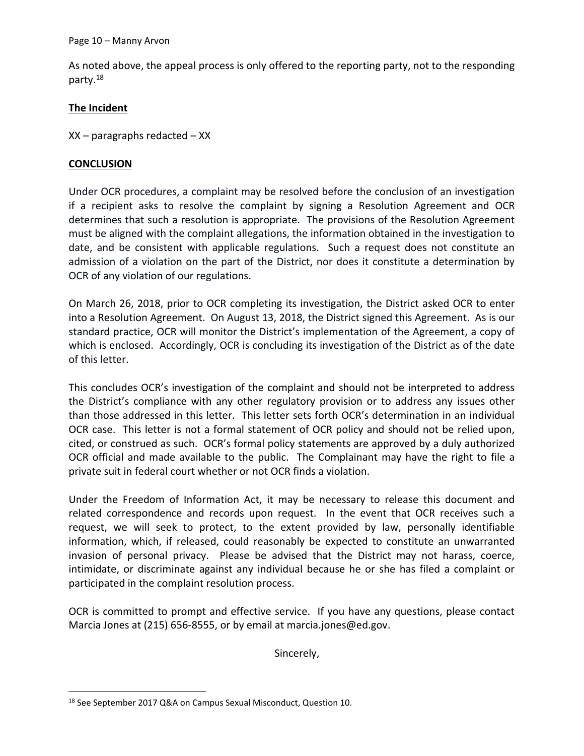As noted above, the appeal process is only offered to the reporting party, not to the responding party.[18]

**The Incident**

XX – paragraphs redacted – XX

**CONCLUSION**

Under OCR procedures, a complaint may be resolved before the conclusion of an investigation if a recipient asks to resolve the complaint by signing a Resolution Agreement and OCR determines that such a resolution is appropriate. The provisions of the Resolution Agreement must be aligned with the complaint allegations, the information obtained in the investigation to date, and be consistent with applicable regulations. Such a request does not constitute an admission of a violation on the part of the District, nor does it constitute a determination by OCR of any violation of our regulations.

On March 26, 2018, prior to OCR completing its investigation, the District asked OCR to enter into a Resolution Agreement. On August 13, 2018, the District signed this Agreement. As is our standard practice, OCR will monitor the District's implementation of the Agreement, a copy of which is enclosed. Accordingly, OCR is concluding its investigation of the District as of the date of this letter.

This concludes OCR's investigation of the complaint and should not be interpreted to address the District's compliance with any other regulatory provision or to address any issues other than those addressed in this letter. This letter sets forth OCR's determination in an individual OCR case. This letter is not a formal statement of OCR policy and should not be relied upon, cited, or construed as such. OCR's formal policy statements are approved by a duly authorized OCR official and made available to the public. The Complainant may have the right to file a private suit in federal court whether or not OCR finds a violation.

Under the Freedom of Information Act, it may be necessary to release this document and related correspondence and records upon request. In the event that OCR receives such a request, we will seek to protect, to the extent provided by law, personally identifiable information, which, if released, could reasonably be expected to constitute an unwarranted invasion of personal privacy. Please be advised that the District may not harass, coerce, intimidate, or discriminate against any individual because he or she has filed a complaint or participated in the complaint resolution process.

OCR is committed to prompt and effective service. If you have any questions, please contact Marcia Jones at (215) 656-8555, or by email at marcia.jones@ed.gov.

Sincerely,

[18] See September 2017 Q&A on Campus Sexual Misconduct, Question 10.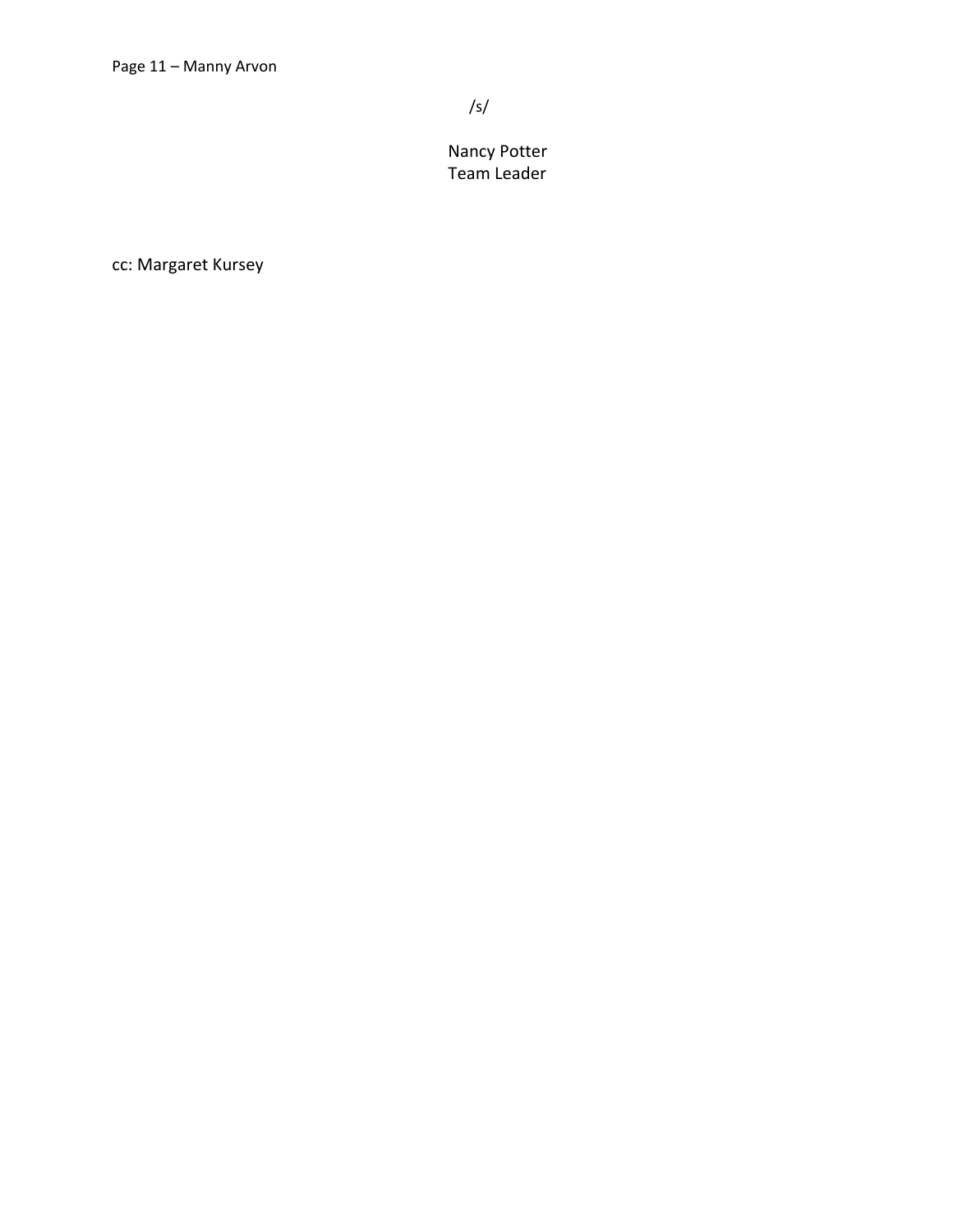/s/

Nancy Potter
Team Leader

cc: Margaret Kursey